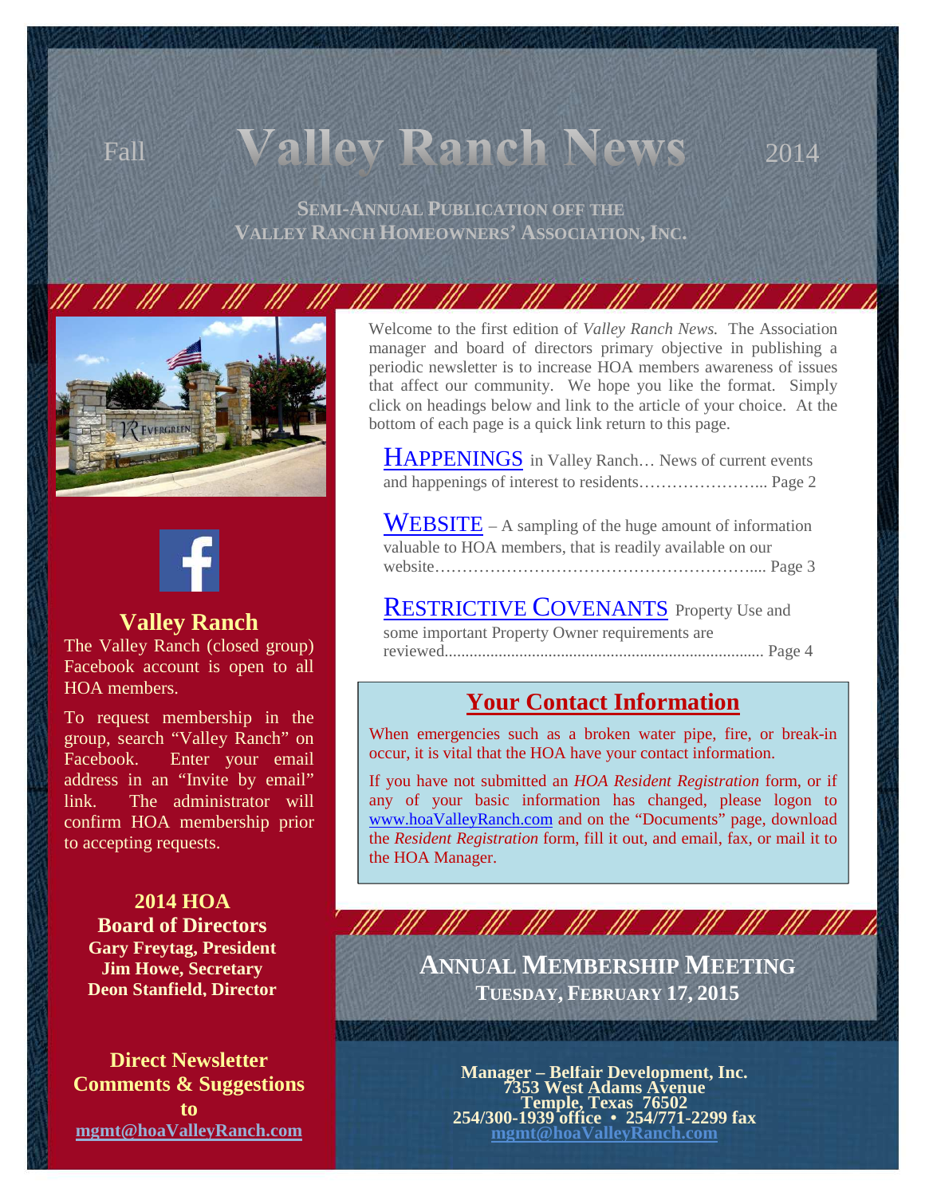# Fall Valley Ranch News 2014

**SEMI-ANNUAL PUBLICATION OFF THE VALLEY RANCH HOMEOWNERS' ASSOCIATION, INC.**

Welcome to the first edition of *Valley Ranch News.* The Association manager and board of directors primary objective in publishing a periodic newsletter is to increase HOA members awareness of issues that affect our community. We hope you like the format. Simply click on headings below and link to the article of your choice. At the bottom of each page is a quick link return to this page.

**HAPPENINGS** in Valley Ranch… News of current events and happenings of interest to residents………………….. Page 2

**WEBSITE** – A sampling of the huge amount of information valuable to HOA members, that is readily available on our website…………………………………………………..... Page 3

**RESTRICTIVE COVENANTS** Property Use and some important Property Owner requirements are reviewed............................................................................ Page 4

## Your Contact Information

When emergencies such as a broken water pipe, fire, or break-in occur, it is vital that the HOA have your contact information.

If you have not submitted an *HOA Resident Registration* form, or if any of your basic information has changed, please logon to www.hoaValleyRanch.com and on the "Documents" page, download the *Resident Registration* form, fill it out, and email, fax, or mail it to the HOA Manager.

## Valley Ranch

The Valley Ranch (closed group) Facebook account is open to all HOA members.

To request membership in the group, search "Valley Ranch" on Facebook. Enter your email address in an "Invite by email" link. The administrator will confirm HOA membership prior to accepting requests.

**2014 HOA Board of Directors**

**Gary Freytag, President**
**Jim Howe, Secretary**
**Deon Stanfield, Director**

**Direct Newsletter Comments & Suggestions to mgmt@hoaValleyRanch.com**

## ANNUAL MEMBERSHIP MEETING

**TUESDAY, FEBRUARY 17, 2015**

**Manager – Belfair Development, Inc.**
**7353 West Adams Avenue**
**Temple, Texas 76502**
**254/300-1939 office • 254/771-2299 fax**
**mgmt@hoaValleyRanch.com**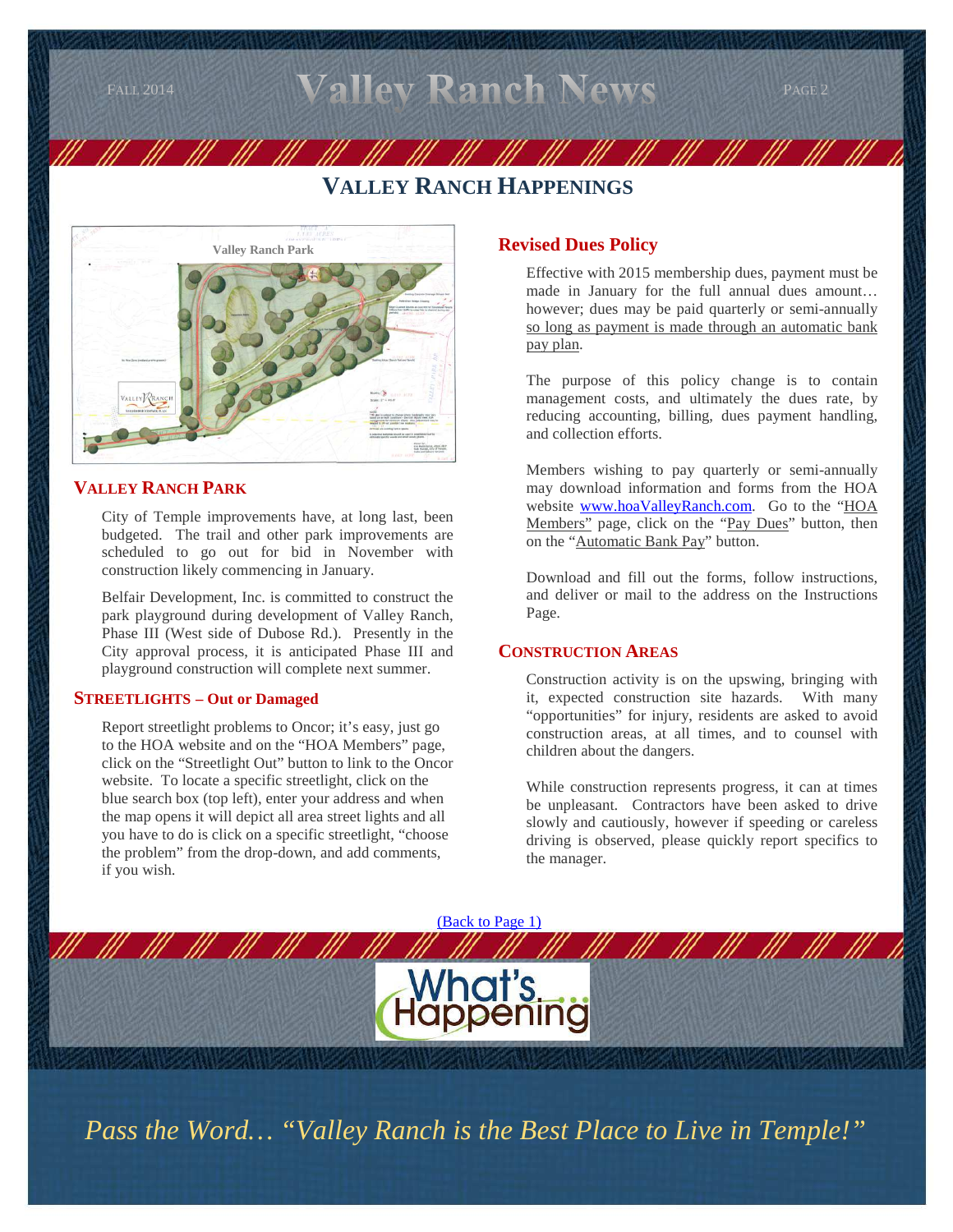## VALLEY RANCH HAPPENINGS

### VALLEY RANCH PARK

City of Temple improvements have, at long last, been budgeted. The trail and other park improvements are scheduled to go out for bid in November with construction likely commencing in January.

Belfair Development, Inc. is committed to construct the park playground during development of Valley Ranch, Phase III (West side of Dubose Rd.). Presently in the City approval process, it is anticipated Phase III and playground construction will complete next summer.

### STREETLIGHTS – Out or Damaged

Report streetlight problems to Oncor; it's easy, just go to the HOA website and on the "HOA Members" page, click on the "Streetlight Out" button to link to the Oncor website. To locate a specific streetlight, click on the blue search box (top left), enter your address and when the map opens it will depict all area street lights and all you have to do is click on a specific streetlight, "choose the problem" from the drop-down, and add comments, if you wish.

### Revised Dues Policy

Effective with 2015 membership dues, payment must be made in January for the full annual dues amount… however; dues may be paid quarterly or semi-annually so long as payment is made through an automatic bank pay plan.

The purpose of this policy change is to contain management costs, and ultimately the dues rate, by reducing accounting, billing, dues payment handling, and collection efforts.

Members wishing to pay quarterly or semi-annually may download information and forms from the HOA website www.hoaValleyRanch.com. Go to the "HOA Members" page, click on the "Pay Dues" button, then on the "Automatic Bank Pay" button.

Download and fill out the forms, follow instructions, and deliver or mail to the address on the Instructions Page.

### CONSTRUCTION AREAS

Construction activity is on the upswing, bringing with it, expected construction site hazards. With many "opportunities" for injury, residents are asked to avoid construction areas, at all times, and to counsel with children about the dangers.

While construction represents progress, it can at times be unpleasant. Contractors have been asked to drive slowly and cautiously, however if speeding or careless driving is observed, please quickly report specifics to the manager.

(Back to Page 1)

*Pass the Word… "Valley Ranch is the Best Place to Live in Temple!"*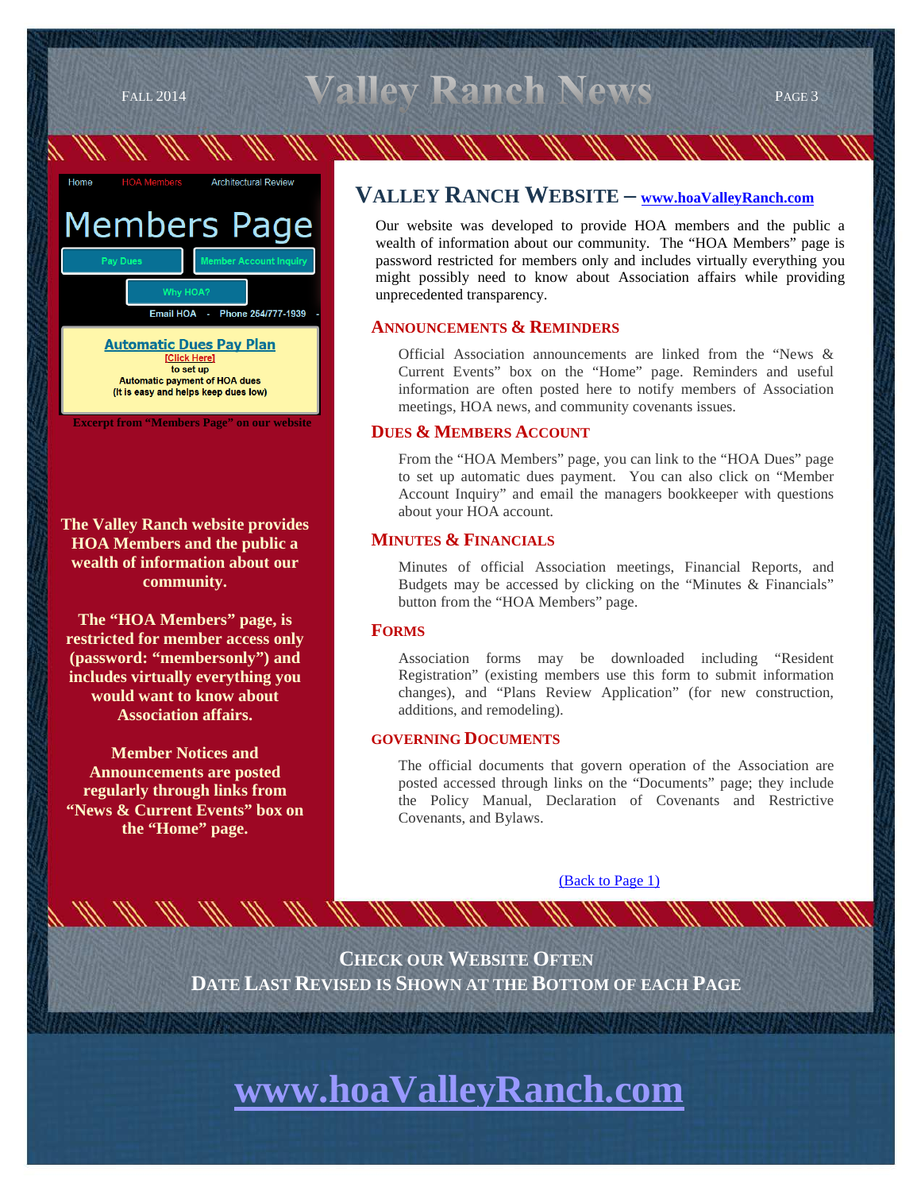Home    HOA Members    Architectural Review

Members Page

Pay Dues    Member Account Inquiry

Why HOA?

Email HOA - Phone 254/777-1939 -

**Automatic Dues Pay Plan**
[Click Here]
to set up
Automatic payment of HOA dues
(It is easy and helps keep dues low)

**Excerpt from "Members Page" on our website**

**The Valley Ranch website provides HOA Members and the public a wealth of information about our community.**

**The "HOA Members" page, is restricted for member access only (password: "membersonly") and includes virtually everything you would want to know about Association affairs.**

**Member Notices and Announcements are posted regularly through links from "News & Current Events" box on the "Home" page.**

## VALLEY RANCH WEBSITE – [www.hoaValleyRanch.com](http://www.hoaValleyRanch.com)

Our website was developed to provide HOA members and the public a wealth of information about our community. The "HOA Members" page is password restricted for members only and includes virtually everything you might possibly need to know about Association affairs while providing unprecedented transparency.

### ANNOUNCEMENTS & REMINDERS

Official Association announcements are linked from the "News & Current Events" box on the "Home" page. Reminders and useful information are often posted here to notify members of Association meetings, HOA news, and community covenants issues.

### DUES & MEMBERS ACCOUNT

From the "HOA Members" page, you can link to the "HOA Dues" page to set up automatic dues payment. You can also click on "Member Account Inquiry" and email the managers bookkeeper with questions about your HOA account.

### MINUTES & FINANCIALS

Minutes of official Association meetings, Financial Reports, and Budgets may be accessed by clicking on the "Minutes & Financials" button from the "HOA Members" page.

### FORMS

Association forms may be downloaded including "Resident Registration" (existing members use this form to submit information changes), and "Plans Review Application" (for new construction, additions, and remodeling).

### GOVERNING DOCUMENTS

The official documents that govern operation of the Association are posted accessed through links on the "Documents" page; they include the Policy Manual, Declaration of Covenants and Restrictive Covenants, and Bylaws.

(Back to Page 1)

**CHECK OUR WEBSITE OFTEN**
**DATE LAST REVISED IS SHOWN AT THE BOTTOM OF EACH PAGE**

# [www.hoaValleyRanch.com](http://www.hoaValleyRanch.com)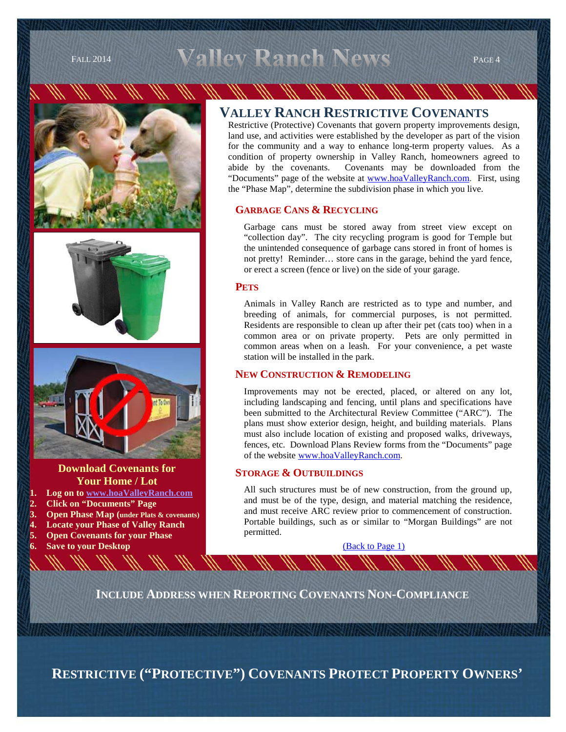# Valley Ranch News

## Valley Ranch Restrictive Covenants

Restrictive (Protective) Covenants that govern property improvements design, land use, and activities were established by the developer as part of the vision for the community and a way to enhance long-term property values. As a condition of property ownership in Valley Ranch, homeowners agreed to abide by the covenants. Covenants may be downloaded from the "Documents" page of the website at www.hoaValleyRanch.com. First, using the "Phase Map", determine the subdivision phase in which you live.

### Garbage Cans & Recycling

Garbage cans must be stored away from street view except on "collection day". The city recycling program is good for Temple but the unintended consequence of garbage cans stored in front of homes is not pretty! Reminder… store cans in the garage, behind the yard fence, or erect a screen (fence or live) on the side of your garage.

### Pets

Animals in Valley Ranch are restricted as to type and number, and breeding of animals, for commercial purposes, is not permitted. Residents are responsible to clean up after their pet (cats too) when in a common area or on private property. Pets are only permitted in common areas when on a leash. For your convenience, a pet waste station will be installed in the park.

### New Construction & Remodeling

Improvements may not be erected, placed, or altered on any lot, including landscaping and fencing, until plans and specifications have been submitted to the Architectural Review Committee ("ARC"). The plans must show exterior design, height, and building materials. Plans must also include location of existing and proposed walks, driveways, fences, etc. Download Plans Review forms from the "Documents" page of the website www.hoaValleyRanch.com.

### Storage & Outbuildings

All such structures must be of new construction, from the ground up, and must be of the type, design, and material matching the residence, and must receive ARC review prior to commencement of construction. Portable buildings, such as or similar to "Morgan Buildings" are not permitted.

(Back to Page 1)

### Download Covenants for Your Home / Lot

1. **Log on to www.hoaValleyRanch.com**
2. **Click on "Documents" Page**
3. **Open Phase Map (under Plats & covenants)**
4. **Locate your Phase of Valley Ranch**
5. **Open Covenants for your Phase**
6. **Save to your Desktop**

**Include Address when Reporting Covenants Non-Compliance**

**Restrictive ("Protective") Covenants Protect Property Owners'**